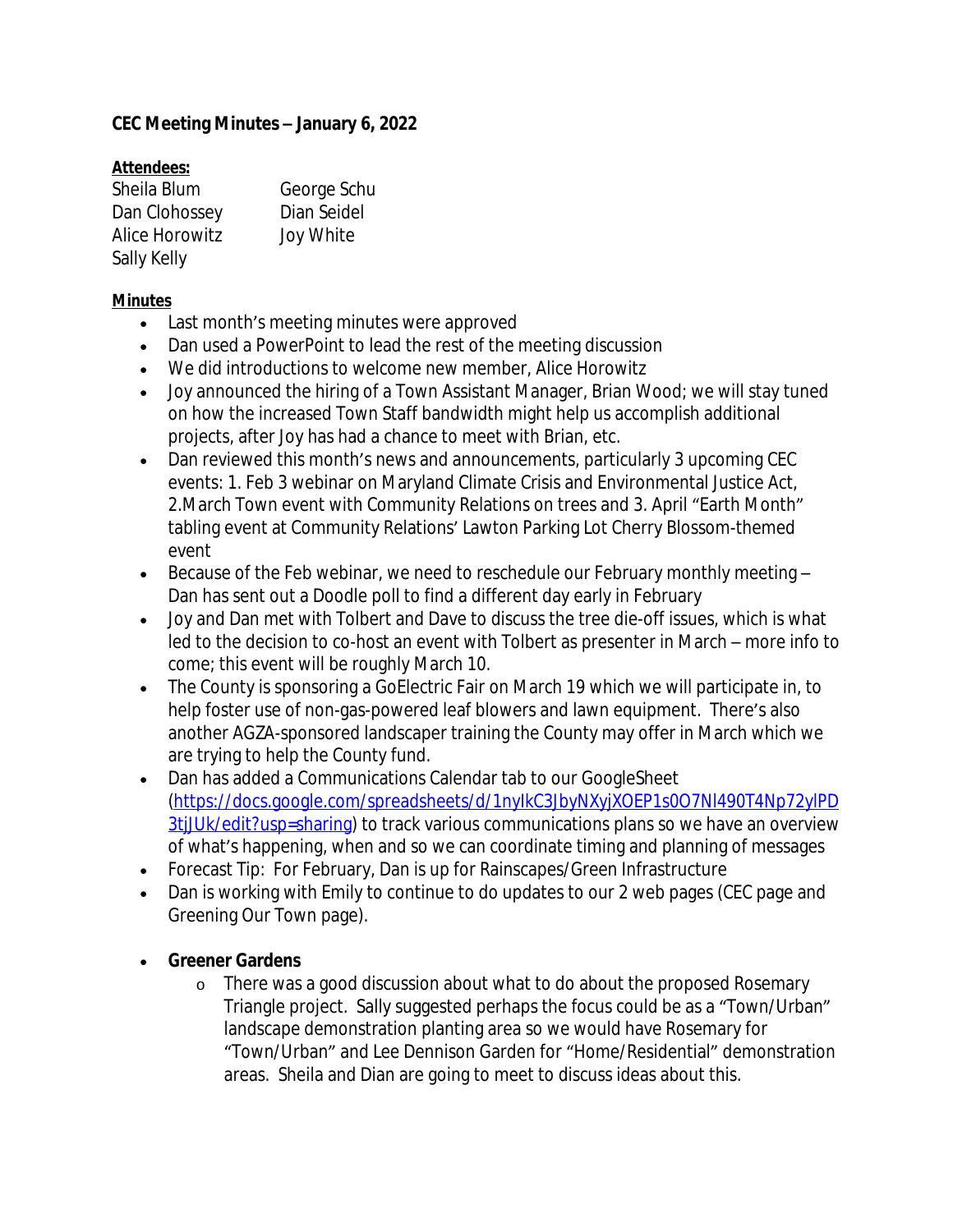**CEC Meeting Minutes – January 6, 2022**

**Attendees:**

Sheila Blum
Dan Clohossey
Alice Horowitz
Sally Kelly
George Schu
Dian Seidel
Joy White

**Minutes**

- Last month's meeting minutes were approved
- Dan used a PowerPoint to lead the rest of the meeting discussion
- We did introductions to welcome new member, Alice Horowitz
- Joy announced the hiring of a Town Assistant Manager, Brian Wood; we will stay tuned on how the increased Town Staff bandwidth might help us accomplish additional projects, after Joy has had a chance to meet with Brian, etc.
- Dan reviewed this month's news and announcements, particularly 3 upcoming CEC events: 1. Feb 3 webinar on Maryland Climate Crisis and Environmental Justice Act, 2.March Town event with Community Relations on trees and 3. April "Earth Month" tabling event at Community Relations' Lawton Parking Lot Cherry Blossom-themed event
- Because of the Feb webinar, we need to reschedule our February monthly meeting – Dan has sent out a Doodle poll to find a different day early in February
- Joy and Dan met with Tolbert and Dave to discuss the tree die-off issues, which is what led to the decision to co-host an event with Tolbert as presenter in March – more info to come; this event will be roughly March 10.
- The County is sponsoring a GoElectric Fair on March 19 which we will participate in, to help foster use of non-gas-powered leaf blowers and lawn equipment. There's also another AGZA-sponsored landscaper training the County may offer in March which we are trying to help the County fund.
- Dan has added a Communications Calendar tab to our GoogleSheet (https://docs.google.com/spreadsheets/d/1nyIkC3JbyNXyjXOEP1s0O7NI490T4Np72ylPD3tjJUk/edit?usp=sharing) to track various communications plans so we have an overview of what's happening, when and so we can coordinate timing and planning of messages
- Forecast Tip: For February, Dan is up for Rainscapes/Green Infrastructure
- Dan is working with Emily to continue to do updates to our 2 web pages (CEC page and Greening Our Town page).
- **Greener Gardens**
  - There was a good discussion about what to do about the proposed Rosemary Triangle project. Sally suggested perhaps the focus could be as a "Town/Urban" landscape demonstration planting area so we would have Rosemary for "Town/Urban" and Lee Dennison Garden for "Home/Residential" demonstration areas. Sheila and Dian are going to meet to discuss ideas about this.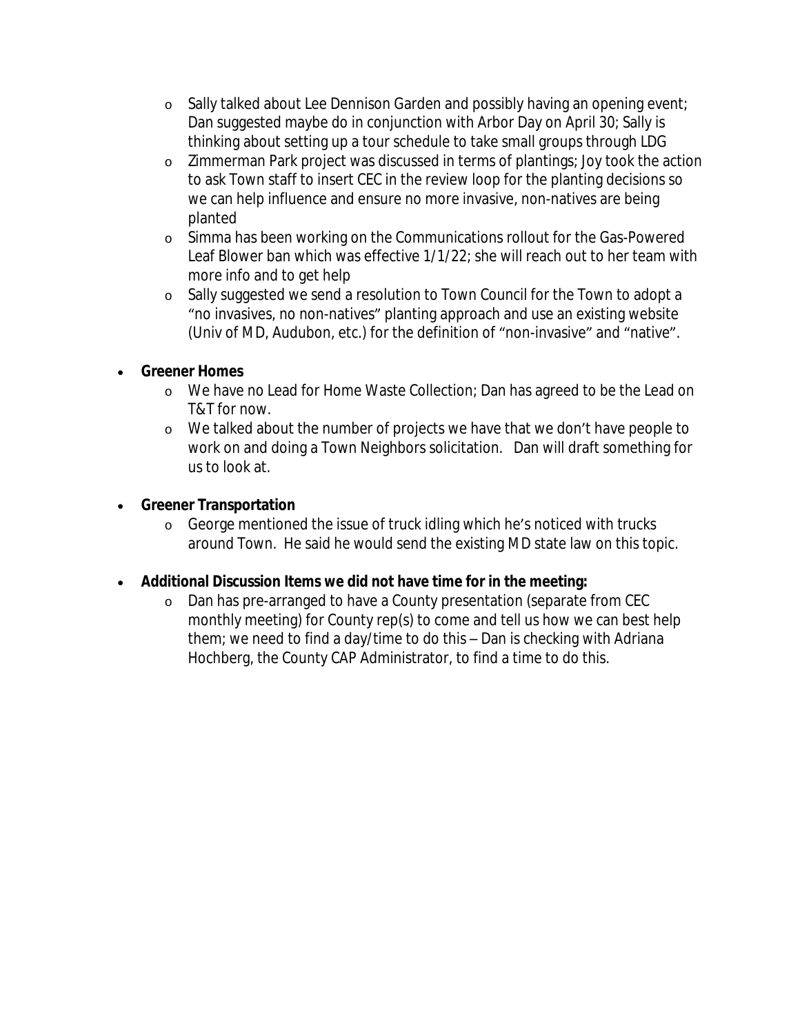- Sally talked about Lee Dennison Garden and possibly having an opening event; Dan suggested maybe do in conjunction with Arbor Day on April 30; Sally is thinking about setting up a tour schedule to take small groups through LDG
- Zimmerman Park project was discussed in terms of plantings; Joy took the action to ask Town staff to insert CEC in the review loop for the planting decisions so we can help influence and ensure no more invasive, non-natives are being planted
- Simma has been working on the Communications rollout for the Gas-Powered Leaf Blower ban which was effective 1/1/22; she will reach out to her team with more info and to get help
- Sally suggested we send a resolution to Town Council for the Town to adopt a "no invasives, no non-natives" planting approach and use an existing website (Univ of MD, Audubon, etc.) for the definition of "non-invasive" and "native".

- **Greener Homes**
  - We have no Lead for Home Waste Collection; Dan has agreed to be the Lead on T&T for now.
  - We talked about the number of projects we have that we don't have people to work on and doing a Town Neighbors solicitation. Dan will draft something for us to look at.

- **Greener Transportation**
  - George mentioned the issue of truck idling which he's noticed with trucks around Town. He said he would send the existing MD state law on this topic.

- **Additional Discussion Items we did not have time for in the meeting:**
  - Dan has pre-arranged to have a County presentation (separate from CEC monthly meeting) for County rep(s) to come and tell us how we can best help them; we need to find a day/time to do this – Dan is checking with Adriana Hochberg, the County CAP Administrator, to find a time to do this.